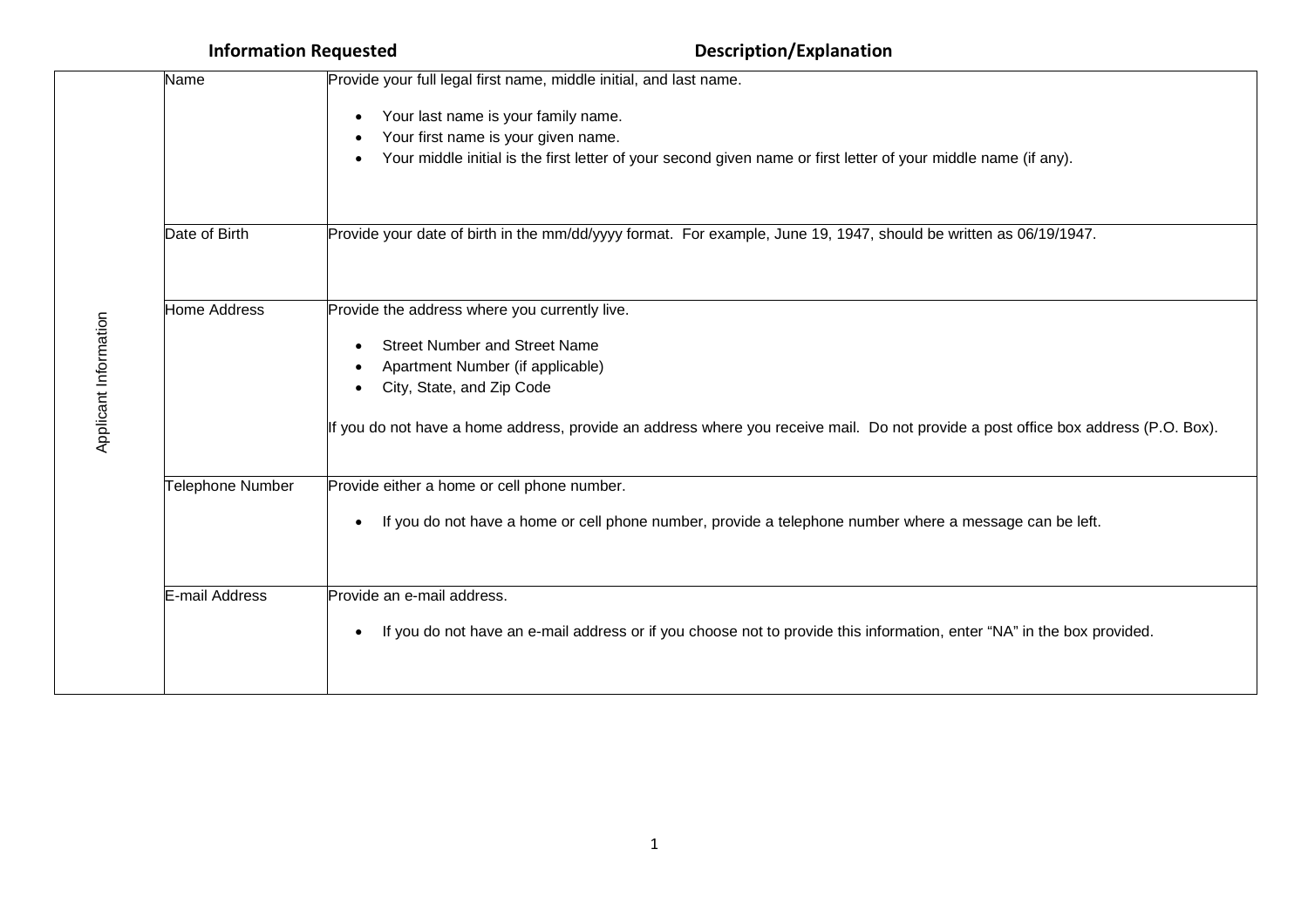| | Information Requested | Description/Explanation |
|---|---|---|
| Applicant Information | Name | Provide your full legal first name, middle initial, and last name.<br>• Your last name is your family name.<br>• Your first name is your given name.<br>• Your middle initial is the first letter of your second given name or first letter of your middle name (if any). |
| | Date of Birth | Provide your date of birth in the mm/dd/yyyy format. For example, June 19, 1947, should be written as 06/19/1947. |
| | Home Address | Provide the address where you currently live.<br>• Street Number and Street Name<br>• Apartment Number (if applicable)<br>• City, State, and Zip Code<br><br>If you do not have a home address, provide an address where you receive mail. Do not provide a post office box address (P.O. Box). |
| | Telephone Number | Provide either a home or cell phone number.<br>• If you do not have a home or cell phone number, provide a telephone number where a message can be left. |
| | E-mail Address | Provide an e-mail address.<br>• If you do not have an e-mail address or if you choose not to provide this information, enter "NA" in the box provided. |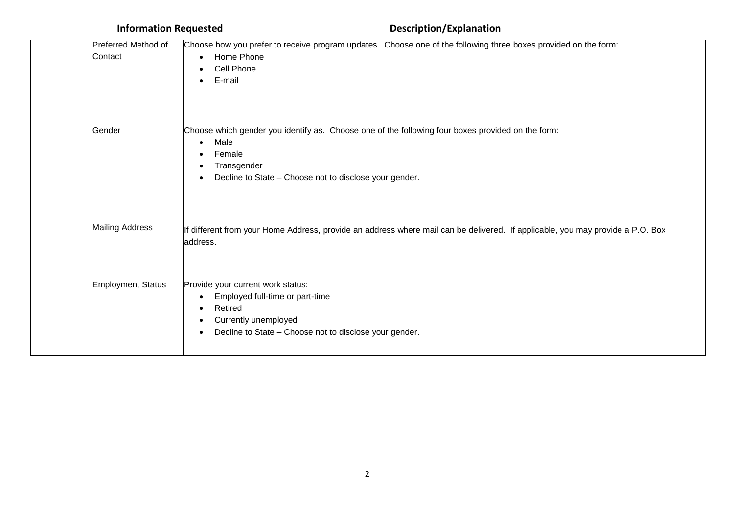| | Information Requested | Description/Explanation |
|---|---|---|
| | Preferred Method of Contact | Choose how you prefer to receive program updates. Choose one of the following three boxes provided on the form:<br>• Home Phone<br>• Cell Phone<br>• E-mail |
| | Gender | Choose which gender you identify as. Choose one of the following four boxes provided on the form:<br>• Male<br>• Female<br>• Transgender<br>• Decline to State – Choose not to disclose your gender. |
| | Mailing Address | If different from your Home Address, provide an address where mail can be delivered. If applicable, you may provide a P.O. Box address. |
| | Employment Status | Provide your current work status:<br>• Employed full-time or part-time<br>• Retired<br>• Currently unemployed<br>• Decline to State – Choose not to disclose your gender. |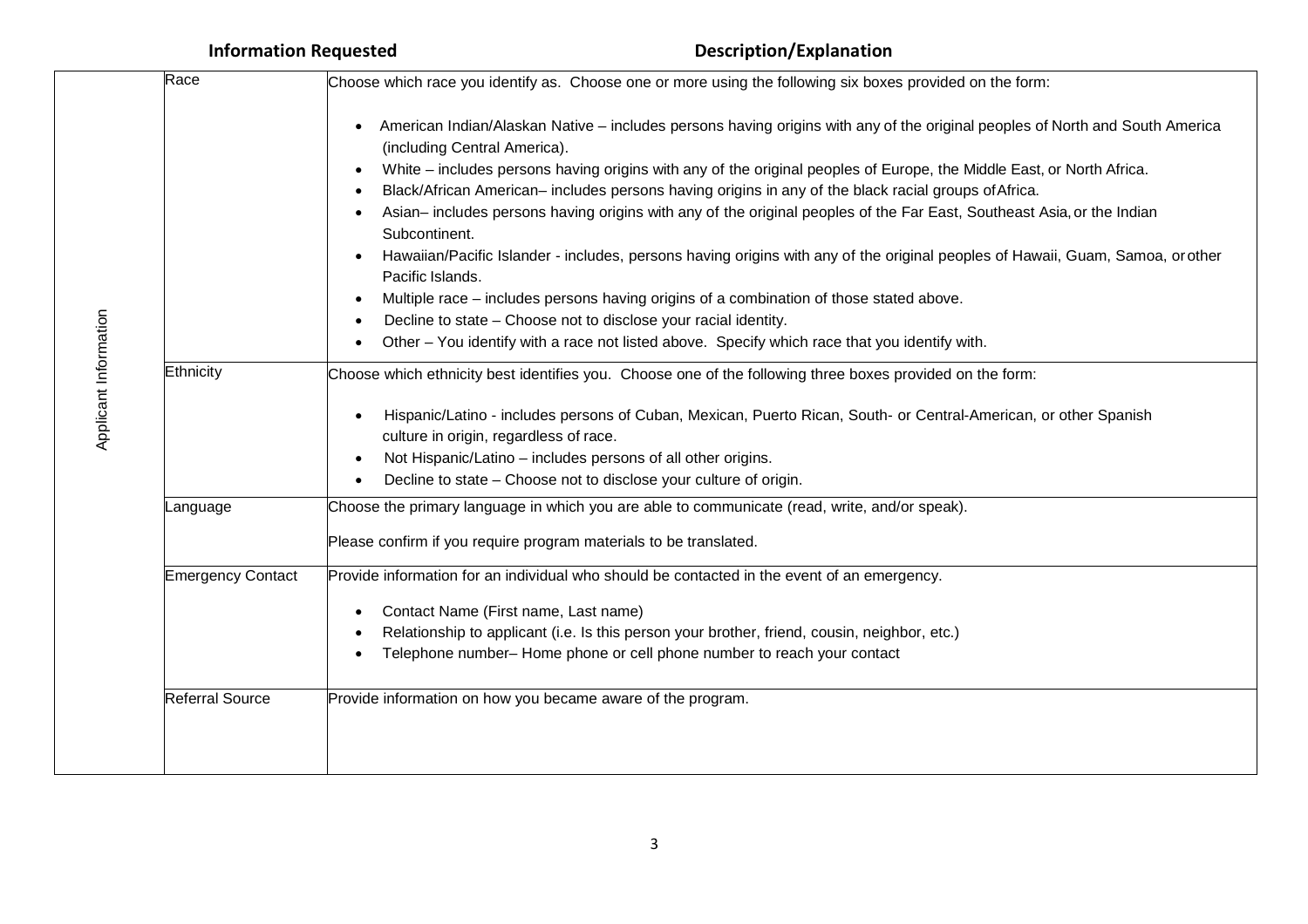| | Information Requested | Description/Explanation |
|---|---|---|
| Applicant Information | Race | Choose which race you identify as. Choose one or more using the following six boxes provided on the form:<br><br>• American Indian/Alaskan Native – includes persons having origins with any of the original peoples of North and South America (including Central America).<br>• White – includes persons having origins with any of the original peoples of Europe, the Middle East, or North Africa.<br>• Black/African American– includes persons having origins in any of the black racial groups of Africa.<br>• Asian– includes persons having origins with any of the original peoples of the Far East, Southeast Asia, or the Indian Subcontinent.<br>• Hawaiian/Pacific Islander - includes, persons having origins with any of the original peoples of Hawaii, Guam, Samoa, or other Pacific Islands.<br>• Multiple race – includes persons having origins of a combination of those stated above.<br>• Decline to state – Choose not to disclose your racial identity.<br>• Other – You identify with a race not listed above. Specify which race that you identify with. |
| | Ethnicity | Choose which ethnicity best identifies you. Choose one of the following three boxes provided on the form:<br><br>• Hispanic/Latino - includes persons of Cuban, Mexican, Puerto Rican, South- or Central-American, or other Spanish culture in origin, regardless of race.<br>• Not Hispanic/Latino – includes persons of all other origins.<br>• Decline to state – Choose not to disclose your culture of origin. |
| | Language | Choose the primary language in which you are able to communicate (read, write, and/or speak).<br><br>Please confirm if you require program materials to be translated. |
| | Emergency Contact | Provide information for an individual who should be contacted in the event of an emergency.<br><br>• Contact Name (First name, Last name)<br>• Relationship to applicant (i.e. Is this person your brother, friend, cousin, neighbor, etc.)<br>• Telephone number– Home phone or cell phone number to reach your contact |
| | Referral Source | Provide information on how you became aware of the program. |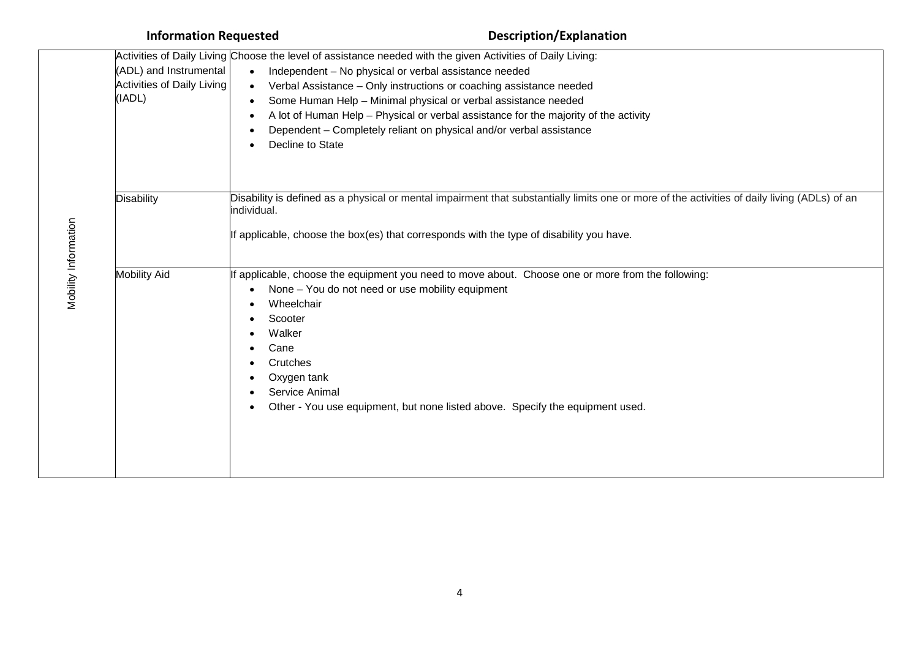| | Information Requested | Description/Explanation |
|---|---|---|
| Mobility Information | Activities of Daily Living (ADL) and Instrumental Activities of Daily Living (IADL) | Choose the level of assistance needed with the given Activities of Daily Living:<br>• Independent – No physical or verbal assistance needed<br>• Verbal Assistance – Only instructions or coaching assistance needed<br>• Some Human Help – Minimal physical or verbal assistance needed<br>• A lot of Human Help – Physical or verbal assistance for the majority of the activity<br>• Dependent – Completely reliant on physical and/or verbal assistance<br>• Decline to State |
| | Disability | Disability is defined as a physical or mental impairment that substantially limits one or more of the activities of daily living (ADLs) of an individual.<br><br>If applicable, choose the box(es) that corresponds with the type of disability you have. |
| | Mobility Aid | If applicable, choose the equipment you need to move about. Choose one or more from the following:<br>• None – You do not need or use mobility equipment<br>• Wheelchair<br>• Scooter<br>• Walker<br>• Cane<br>• Crutches<br>• Oxygen tank<br>• Service Animal<br>• Other - You use equipment, but none listed above. Specify the equipment used. |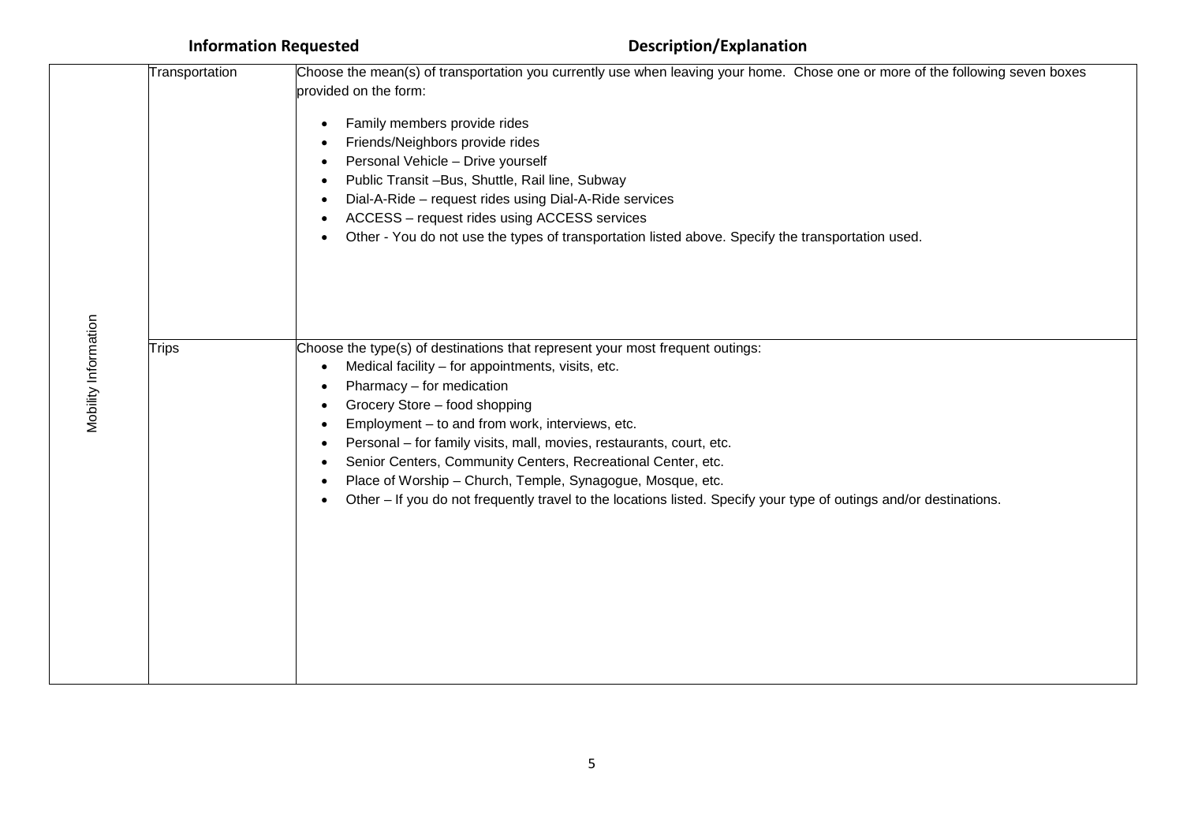| | Information Requested | Description/Explanation |
|---|---|---|
| Mobility Information | Transportation | Choose the mean(s) of transportation you currently use when leaving your home. Chose one or more of the following seven boxes provided on the form:<br>• Family members provide rides<br>• Friends/Neighbors provide rides<br>• Personal Vehicle – Drive yourself<br>• Public Transit –Bus, Shuttle, Rail line, Subway<br>• Dial-A-Ride – request rides using Dial-A-Ride services<br>• ACCESS – request rides using ACCESS services<br>• Other - You do not use the types of transportation listed above. Specify the transportation used. |
| | Trips | Choose the type(s) of destinations that represent your most frequent outings:<br>• Medical facility – for appointments, visits, etc.<br>• Pharmacy – for medication<br>• Grocery Store – food shopping<br>• Employment – to and from work, interviews, etc.<br>• Personal – for family visits, mall, movies, restaurants, court, etc.<br>• Senior Centers, Community Centers, Recreational Center, etc.<br>• Place of Worship – Church, Temple, Synagogue, Mosque, etc.<br>• Other – If you do not frequently travel to the locations listed. Specify your type of outings and/or destinations. |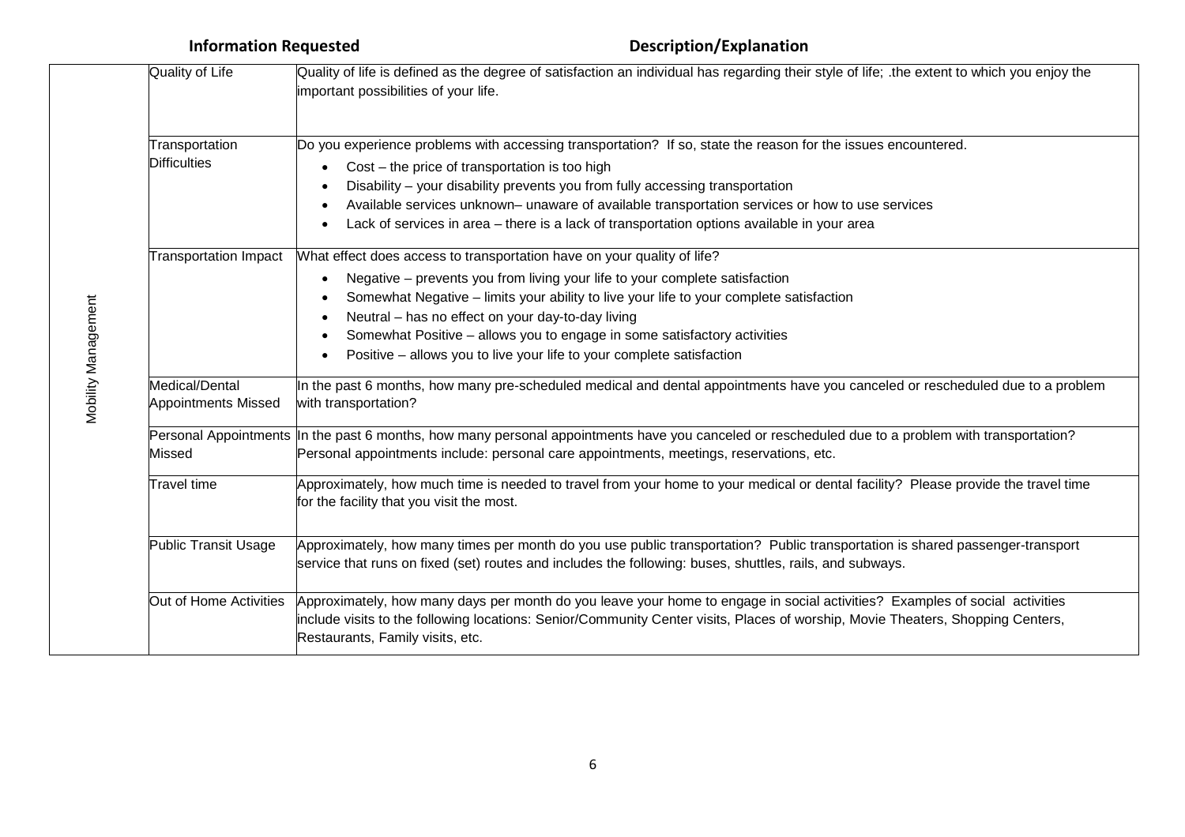| | Information Requested | Description/Explanation |
|---|---|---|
| Mobility Management | Quality of Life | Quality of life is defined as the degree of satisfaction an individual has regarding their style of life; .the extent to which you enjoy the important possibilities of your life. |
| | Transportation Difficulties | Do you experience problems with accessing transportation? If so, state the reason for the issues encountered.<br>• Cost – the price of transportation is too high<br>• Disability – your disability prevents you from fully accessing transportation<br>• Available services unknown– unaware of available transportation services or how to use services<br>• Lack of services in area – there is a lack of transportation options available in your area |
| | Transportation Impact | What effect does access to transportation have on your quality of life?<br>• Negative – prevents you from living your life to your complete satisfaction<br>• Somewhat Negative – limits your ability to live your life to your complete satisfaction<br>• Neutral – has no effect on your day-to-day living<br>• Somewhat Positive – allows you to engage in some satisfactory activities<br>• Positive – allows you to live your life to your complete satisfaction |
| | Medical/Dental Appointments Missed | In the past 6 months, how many pre-scheduled medical and dental appointments have you canceled or rescheduled due to a problem with transportation? |
| | Personal Appointments Missed | In the past 6 months, how many personal appointments have you canceled or rescheduled due to a problem with transportation? Personal appointments include: personal care appointments, meetings, reservations, etc. |
| | Travel time | Approximately, how much time is needed to travel from your home to your medical or dental facility? Please provide the travel time for the facility that you visit the most. |
| | Public Transit Usage | Approximately, how many times per month do you use public transportation? Public transportation is shared passenger-transport service that runs on fixed (set) routes and includes the following: buses, shuttles, rails, and subways. |
| | Out of Home Activities | Approximately, how many days per month do you leave your home to engage in social activities? Examples of social activities include visits to the following locations: Senior/Community Center visits, Places of worship, Movie Theaters, Shopping Centers, Restaurants, Family visits, etc. |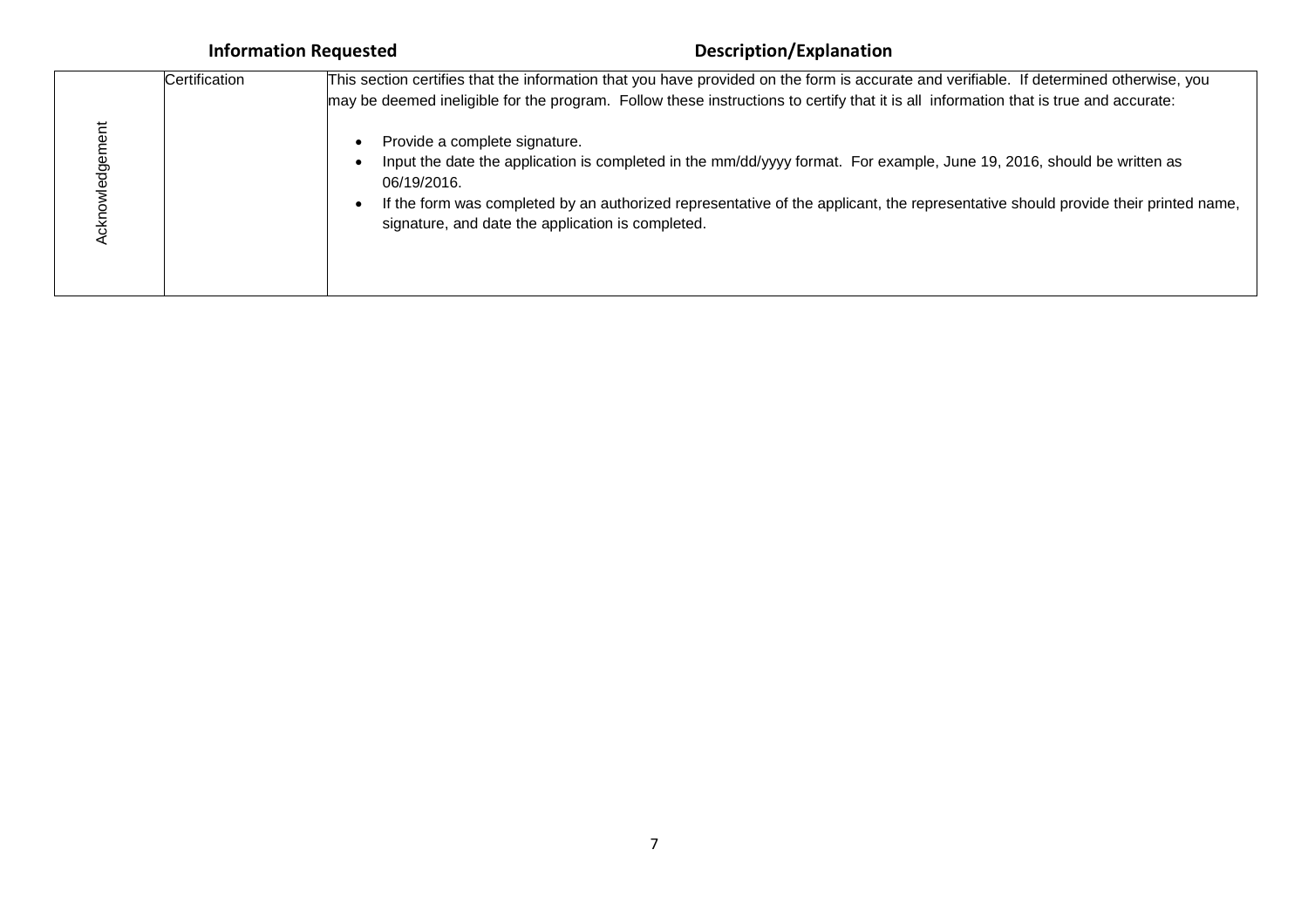| | Information Requested | Description/Explanation |
|---|---|---|
| Acknowledgement | Certification | This section certifies that the information that you have provided on the form is accurate and verifiable. If determined otherwise, you may be deemed ineligible for the program. Follow these instructions to certify that it is all information that is true and accurate:<br><br>• Provide a complete signature.<br>• Input the date the application is completed in the mm/dd/yyyy format. For example, June 19, 2016, should be written as 06/19/2016.<br>• If the form was completed by an authorized representative of the applicant, the representative should provide their printed name, signature, and date the application is completed. |